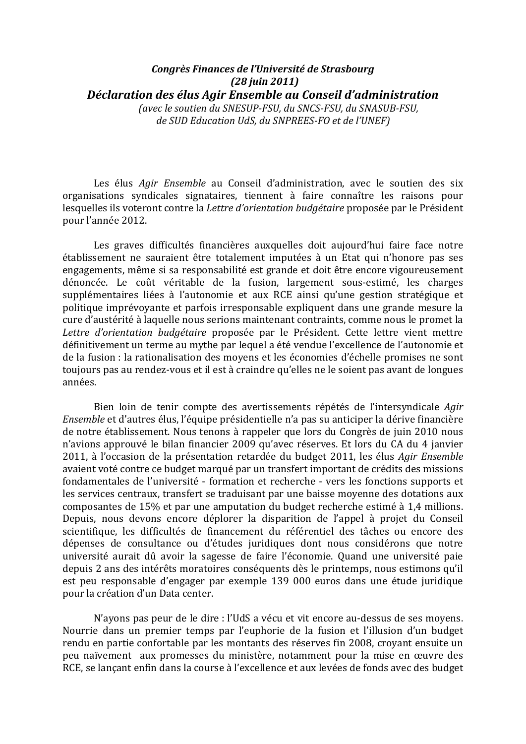*Congrès Finances de l'Université de Strasbourg*
*(28 juin 2011)*

# *Déclaration des élus Agir Ensemble au Conseil d'administration*

*(avec le soutien du SNESUP-FSU, du SNCS-FSU, du SNASUB-FSU, de SUD Education UdS, du SNPREES-FO et de l'UNEF)*

Les élus *Agir Ensemble* au Conseil d'administration, avec le soutien des six organisations syndicales signataires, tiennent à faire connaître les raisons pour lesquelles ils voteront contre la *Lettre d'orientation budgétaire* proposée par le Président pour l'année 2012.

Les graves difficultés financières auxquelles doit aujourd'hui faire face notre établissement ne sauraient être totalement imputées à un Etat qui n'honore pas ses engagements, même si sa responsabilité est grande et doit être encore vigoureusement dénoncée. Le coût véritable de la fusion, largement sous-estimé, les charges supplémentaires liées à l'autonomie et aux RCE ainsi qu'une gestion stratégique et politique imprévoyante et parfois irresponsable expliquent dans une grande mesure la cure d'austérité à laquelle nous serions maintenant contraints, comme nous le promet la *Lettre d'orientation budgétaire* proposée par le Président. Cette lettre vient mettre définitivement un terme au mythe par lequel a été vendue l'excellence de l'autonomie et de la fusion : la rationalisation des moyens et les économies d'échelle promises ne sont toujours pas au rendez-vous et il est à craindre qu'elles ne le soient pas avant de longues années.

Bien loin de tenir compte des avertissements répétés de l'intersyndicale *Agir Ensemble* et d'autres élus, l'équipe présidentielle n'a pas su anticiper la dérive financière de notre établissement. Nous tenons à rappeler que lors du Congrès de juin 2010 nous n'avions approuvé le bilan financier 2009 qu'avec réserves. Et lors du CA du 4 janvier 2011, à l'occasion de la présentation retardée du budget 2011, les élus *Agir Ensemble* avaient voté contre ce budget marqué par un transfert important de crédits des missions fondamentales de l'université - formation et recherche - vers les fonctions supports et les services centraux, transfert se traduisant par une baisse moyenne des dotations aux composantes de 15% et par une amputation du budget recherche estimé à 1,4 millions. Depuis, nous devons encore déplorer la disparition de l'appel à projet du Conseil scientifique, les difficultés de financement du référentiel des tâches ou encore des dépenses de consultance ou d'études juridiques dont nous considérons que notre université aurait dû avoir la sagesse de faire l'économie. Quand une université paie depuis 2 ans des intérêts moratoires conséquents dès le printemps, nous estimons qu'il est peu responsable d'engager par exemple 139 000 euros dans une étude juridique pour la création d'un Data center.

N'ayons pas peur de le dire : l'UdS a vécu et vit encore au-dessus de ses moyens. Nourrie dans un premier temps par l'euphorie de la fusion et l'illusion d'un budget rendu en partie confortable par les montants des réserves fin 2008, croyant ensuite un peu naïvement aux promesses du ministère, notamment pour la mise en œuvre des RCE, se lançant enfin dans la course à l'excellence et aux levées de fonds avec des budget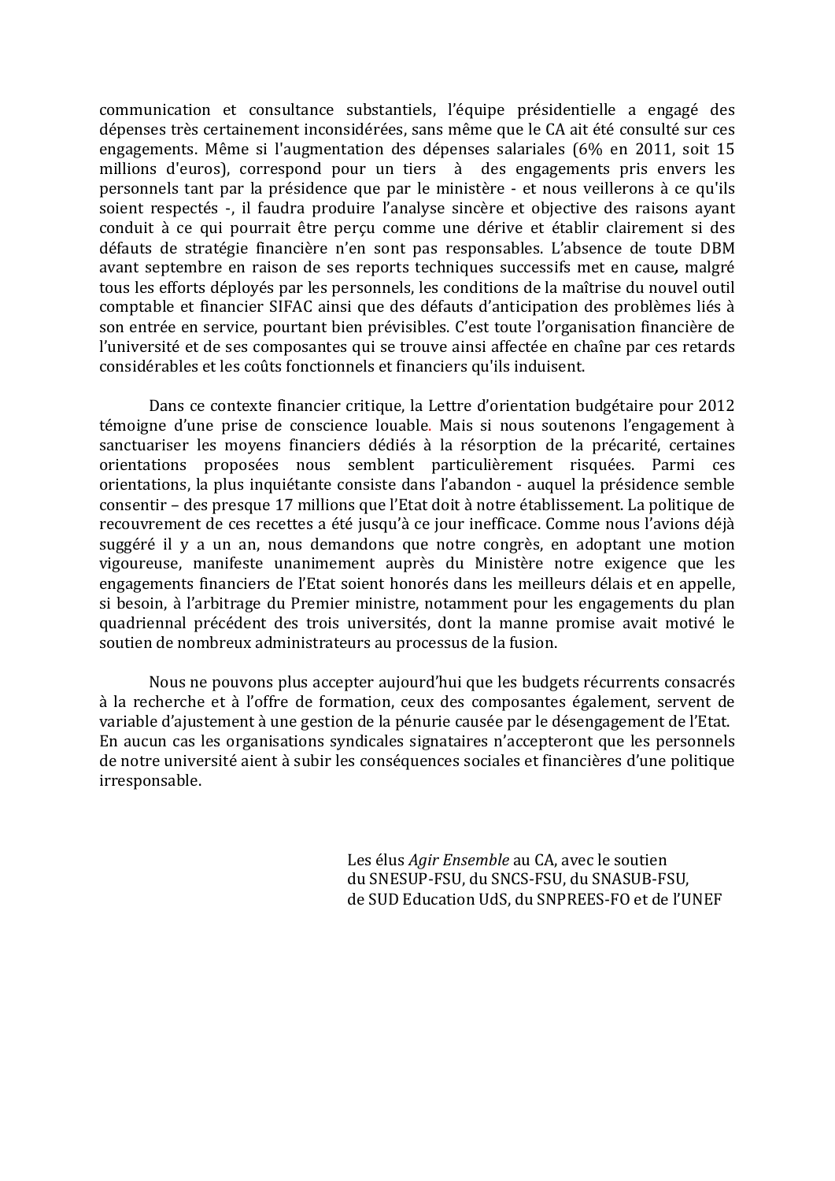communication et consultance substantiels, l'équipe présidentielle a engagé des dépenses très certainement inconsidérées, sans même que le CA ait été consulté sur ces engagements. Même si l'augmentation des dépenses salariales (6% en 2011, soit 15 millions d'euros), correspond pour un tiers à des engagements pris envers les personnels tant par la présidence que par le ministère - et nous veillerons à ce qu'ils soient respectés -, il faudra produire l'analyse sincère et objective des raisons ayant conduit à ce qui pourrait être perçu comme une dérive et établir clairement si des défauts de stratégie financière n'en sont pas responsables. L'absence de toute DBM avant septembre en raison de ses reports techniques successifs met en cause**,** malgré tous les efforts déployés par les personnels, les conditions de la maîtrise du nouvel outil comptable et financier SIFAC ainsi que des défauts d'anticipation des problèmes liés à son entrée en service, pourtant bien prévisibles. C'est toute l'organisation financière de l'université et de ses composantes qui se trouve ainsi affectée en chaîne par ces retards considérables et les coûts fonctionnels et financiers qu'ils induisent.

Dans ce contexte financier critique, la Lettre d'orientation budgétaire pour 2012 témoigne d'une prise de conscience louable. Mais si nous soutenons l'engagement à sanctuariser les moyens financiers dédiés à la résorption de la précarité, certaines orientations proposées nous semblent particulièrement risquées. Parmi ces orientations, la plus inquiétante consiste dans l'abandon - auquel la présidence semble consentir – des presque 17 millions que l'Etat doit à notre établissement. La politique de recouvrement de ces recettes a été jusqu'à ce jour inefficace. Comme nous l'avions déjà suggéré il y a un an, nous demandons que notre congrès, en adoptant une motion vigoureuse, manifeste unanimement auprès du Ministère notre exigence que les engagements financiers de l'Etat soient honorés dans les meilleurs délais et en appelle, si besoin, à l'arbitrage du Premier ministre, notamment pour les engagements du plan quadriennal précédent des trois universités, dont la manne promise avait motivé le soutien de nombreux administrateurs au processus de la fusion.

Nous ne pouvons plus accepter aujourd'hui que les budgets récurrents consacrés à la recherche et à l'offre de formation, ceux des composantes également, servent de variable d'ajustement à une gestion de la pénurie causée par le désengagement de l'Etat. En aucun cas les organisations syndicales signataires n'accepteront que les personnels de notre université aient à subir les conséquences sociales et financières d'une politique irresponsable.

Les élus *Agir Ensemble* au CA, avec le soutien
du SNESUP-FSU, du SNCS-FSU, du SNASUB-FSU,
de SUD Education UdS, du SNPREES-FO et de l'UNEF